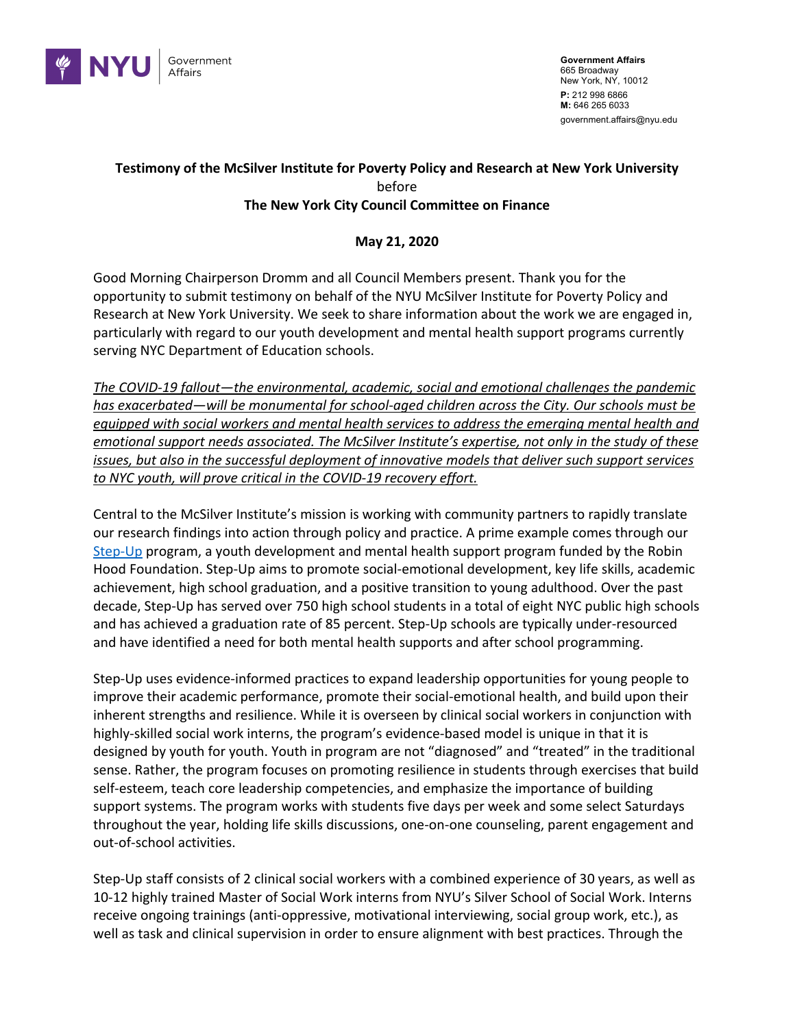NYU | Government Affairs

**Government Affairs**
665 Broadway
New York, NY, 10012
**P:** 212 998 6866
**M:** 646 265 6033
government.affairs@nyu.edu

**Testimony of the McSilver Institute for Poverty Policy and Research at New York University**
before
**The New York City Council Committee on Finance**

**May 21, 2020**

Good Morning Chairperson Dromm and all Council Members present. Thank you for the opportunity to submit testimony on behalf of the NYU McSilver Institute for Poverty Policy and Research at New York University. We seek to share information about the work we are engaged in, particularly with regard to our youth development and mental health support programs currently serving NYC Department of Education schools.

*The COVID-19 fallout—the environmental, academic, social and emotional challenges the pandemic has exacerbated—will be monumental for school-aged children across the City. Our schools must be equipped with social workers and mental health services to address the emerging mental health and emotional support needs associated. The McSilver Institute's expertise, not only in the study of these issues, but also in the successful deployment of innovative models that deliver such support services to NYC youth, will prove critical in the COVID-19 recovery effort.*

Central to the McSilver Institute's mission is working with community partners to rapidly translate our research findings into action through policy and practice. A prime example comes through our Step-Up program, a youth development and mental health support program funded by the Robin Hood Foundation. Step-Up aims to promote social-emotional development, key life skills, academic achievement, high school graduation, and a positive transition to young adulthood. Over the past decade, Step-Up has served over 750 high school students in a total of eight NYC public high schools and has achieved a graduation rate of 85 percent. Step-Up schools are typically under-resourced and have identified a need for both mental health supports and after school programming.

Step-Up uses evidence-informed practices to expand leadership opportunities for young people to improve their academic performance, promote their social-emotional health, and build upon their inherent strengths and resilience. While it is overseen by clinical social workers in conjunction with highly-skilled social work interns, the program's evidence-based model is unique in that it is designed by youth for youth. Youth in program are not "diagnosed" and "treated" in the traditional sense. Rather, the program focuses on promoting resilience in students through exercises that build self-esteem, teach core leadership competencies, and emphasize the importance of building support systems. The program works with students five days per week and some select Saturdays throughout the year, holding life skills discussions, one-on-one counseling, parent engagement and out-of-school activities.

Step-Up staff consists of 2 clinical social workers with a combined experience of 30 years, as well as 10-12 highly trained Master of Social Work interns from NYU's Silver School of Social Work. Interns receive ongoing trainings (anti-oppressive, motivational interviewing, social group work, etc.), as well as task and clinical supervision in order to ensure alignment with best practices. Through the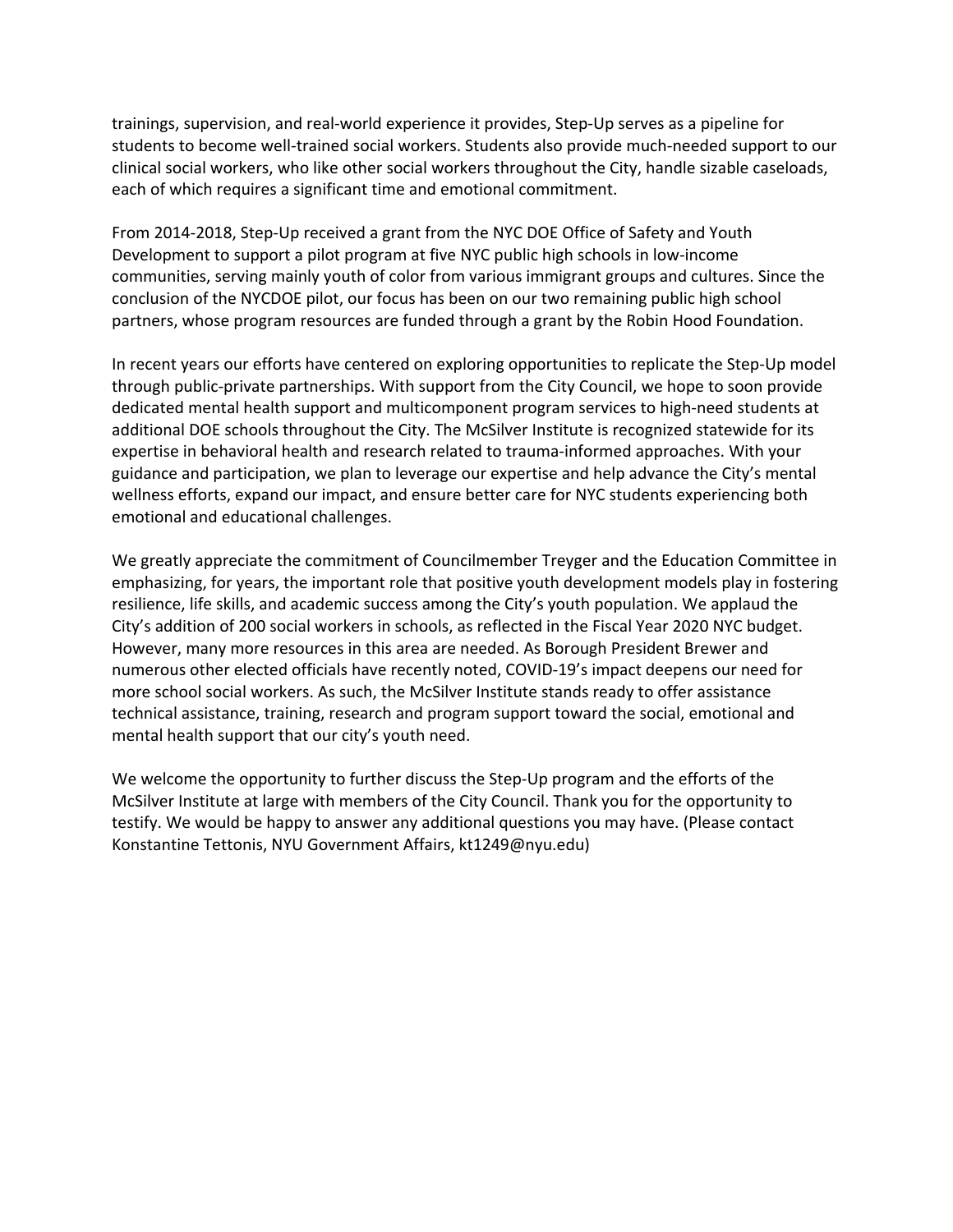trainings, supervision, and real-world experience it provides, Step-Up serves as a pipeline for students to become well-trained social workers. Students also provide much-needed support to our clinical social workers, who like other social workers throughout the City, handle sizable caseloads, each of which requires a significant time and emotional commitment.

From 2014-2018, Step-Up received a grant from the NYC DOE Office of Safety and Youth Development to support a pilot program at five NYC public high schools in low-income communities, serving mainly youth of color from various immigrant groups and cultures. Since the conclusion of the NYCDOE pilot, our focus has been on our two remaining public high school partners, whose program resources are funded through a grant by the Robin Hood Foundation.

In recent years our efforts have centered on exploring opportunities to replicate the Step-Up model through public-private partnerships. With support from the City Council, we hope to soon provide dedicated mental health support and multicomponent program services to high-need students at additional DOE schools throughout the City. The McSilver Institute is recognized statewide for its expertise in behavioral health and research related to trauma-informed approaches. With your guidance and participation, we plan to leverage our expertise and help advance the City's mental wellness efforts, expand our impact, and ensure better care for NYC students experiencing both emotional and educational challenges.

We greatly appreciate the commitment of Councilmember Treyger and the Education Committee in emphasizing, for years, the important role that positive youth development models play in fostering resilience, life skills, and academic success among the City's youth population. We applaud the City's addition of 200 social workers in schools, as reflected in the Fiscal Year 2020 NYC budget. However, many more resources in this area are needed. As Borough President Brewer and numerous other elected officials have recently noted, COVID-19's impact deepens our need for more school social workers. As such, the McSilver Institute stands ready to offer assistance technical assistance, training, research and program support toward the social, emotional and mental health support that our city's youth need.

We welcome the opportunity to further discuss the Step-Up program and the efforts of the McSilver Institute at large with members of the City Council. Thank you for the opportunity to testify. We would be happy to answer any additional questions you may have. (Please contact Konstantine Tettonis, NYU Government Affairs, kt1249@nyu.edu)